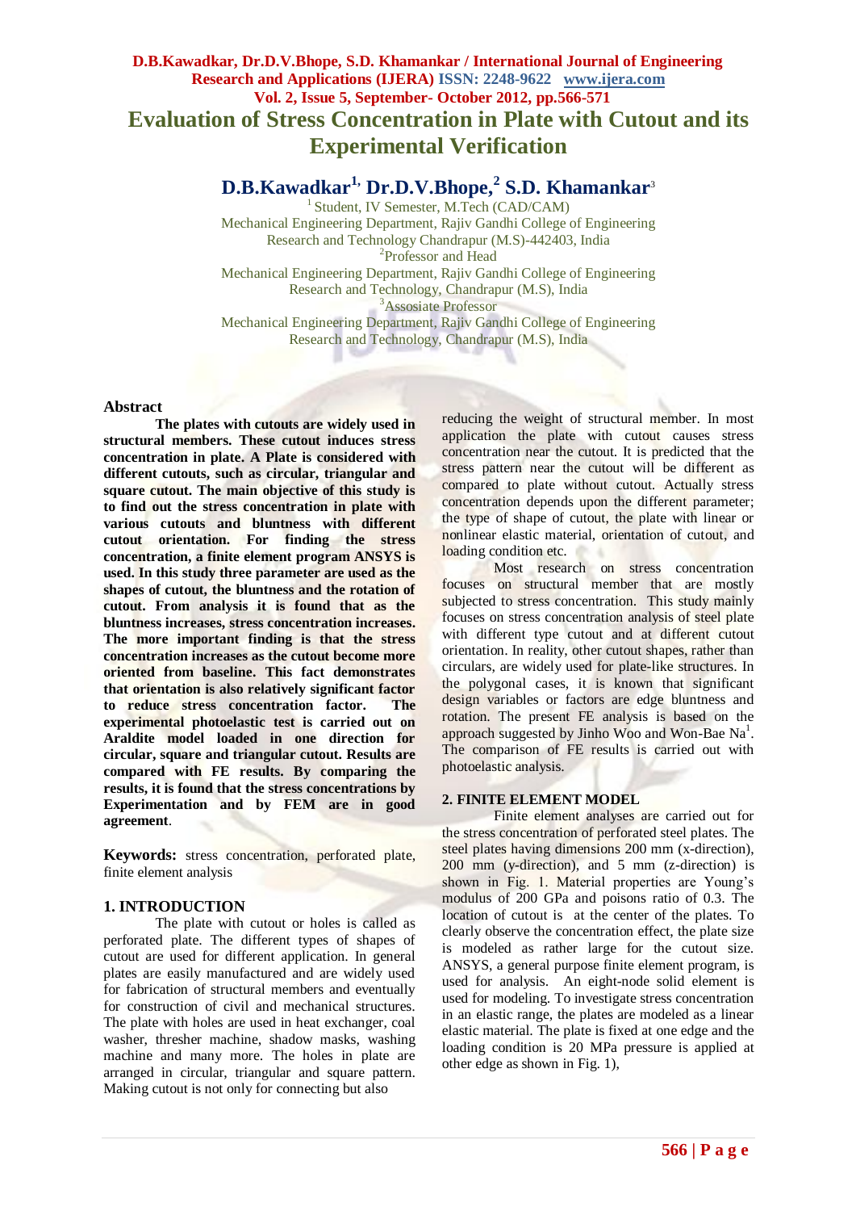# Evaluation of Stress Concentration in Plate with Cutout and its Experimental Verification

**D.B.Kawadkar[1], Dr.D.V.Bhope,[2] S.D. Khamankar[3]**

[1] Student, IV Semester, M.Tech (CAD/CAM)
Mechanical Engineering Department, Rajiv Gandhi College of Engineering Research and Technology Chandrapur (M.S)-442403, India

[2]Professor and Head
Mechanical Engineering Department, Rajiv Gandhi College of Engineering Research and Technology, Chandrapur (M.S), India

[3]Assosiate Professor
Mechanical Engineering Department, Rajiv Gandhi College of Engineering Research and Technology, Chandrapur (M.S), India

## Abstract

**The plates with cutouts are widely used in structural members. These cutout induces stress concentration in plate. A Plate is considered with different cutouts, such as circular, triangular and square cutout. The main objective of this study is to find out the stress concentration in plate with various cutouts and bluntness with different cutout orientation. For finding the stress concentration, a finite element program ANSYS is used. In this study three parameter are used as the shapes of cutout, the bluntness and the rotation of cutout. From analysis it is found that as the bluntness increases, stress concentration increases. The more important finding is that the stress concentration increases as the cutout become more oriented from baseline. This fact demonstrates that orientation is also relatively significant factor to reduce stress concentration factor. The experimental photoelastic test is carried out on Araldite model loaded in one direction for circular, square and triangular cutout. Results are compared with FE results. By comparing the results, it is found that the stress concentrations by Experimentation and by FEM are in good agreement**.

**Keywords:** stress concentration, perforated plate, finite element analysis

## 1. INTRODUCTION

The plate with cutout or holes is called as perforated plate. The different types of shapes of cutout are used for different application. In general plates are easily manufactured and are widely used for fabrication of structural members and eventually for construction of civil and mechanical structures. The plate with holes are used in heat exchanger, coal washer, thresher machine, shadow masks, washing machine and many more. The holes in plate are arranged in circular, triangular and square pattern. Making cutout is not only for connecting but also reducing the weight of structural member. In most application the plate with cutout causes stress concentration near the cutout. It is predicted that the stress pattern near the cutout will be different as compared to plate without cutout. Actually stress concentration depends upon the different parameter; the type of shape of cutout, the plate with linear or nonlinear elastic material, orientation of cutout, and loading condition etc.

Most research on stress concentration focuses on structural member that are mostly subjected to stress concentration. This study mainly focuses on stress concentration analysis of steel plate with different type cutout and at different cutout orientation. In reality, other cutout shapes, rather than circulars, are widely used for plate-like structures. In the polygonal cases, it is known that significant design variables or factors are edge bluntness and rotation. The present FE analysis is based on the approach suggested by Jinho Woo and Won-Bae Na[1]. The comparison of FE results is carried out with photoelastic analysis.

## 2. FINITE ELEMENT MODEL

Finite element analyses are carried out for the stress concentration of perforated steel plates. The steel plates having dimensions 200 mm (x-direction), 200 mm (y-direction), and 5 mm (z-direction) is shown in Fig. 1. Material properties are Young's modulus of 200 GPa and poisons ratio of 0.3. The location of cutout is at the center of the plates. To clearly observe the concentration effect, the plate size is modeled as rather large for the cutout size. ANSYS, a general purpose finite element program, is used for analysis. An eight-node solid element is used for modeling. To investigate stress concentration in an elastic range, the plates are modeled as a linear elastic material. The plate is fixed at one edge and the loading condition is 20 MPa pressure is applied at other edge as shown in Fig. 1),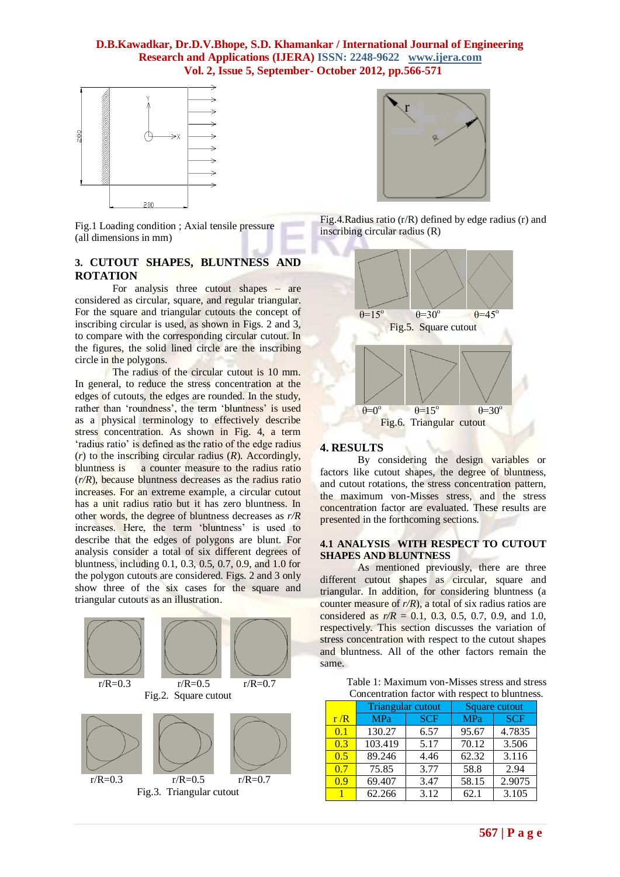Fig.1 Loading condition ; Axial tensile pressure (all dimensions in mm)

## 3. CUTOUT SHAPES, BLUNTNESS AND ROTATION

For analysis three cutout shapes – are considered as circular, square, and regular triangular. For the square and triangular cutouts the concept of inscribing circular is used, as shown in Figs. 2 and 3, to compare with the corresponding circular cutout. In the figures, the solid lined circle are the inscribing circle in the polygons.

The radius of the circular cutout is 10 mm. In general, to reduce the stress concentration at the edges of cutouts, the edges are rounded. In the study, rather than 'roundness', the term 'bluntness' is used as a physical terminology to effectively describe stress concentration. As shown in Fig. 4, a term 'radius ratio' is defined as the ratio of the edge radius ($r$) to the inscribing circular radius ($R$). Accordingly, bluntness is a counter measure to the radius ratio ($r/R$), because bluntness decreases as the radius ratio increases. For an extreme example, a circular cutout has a unit radius ratio but it has zero bluntness. In other words, the degree of bluntness decreases as $r/R$ increases. Here, the term 'bluntness' is used to describe that the edges of polygons are blunt. For analysis consider a total of six different degrees of bluntness, including 0.1, 0.3, 0.5, 0.7, 0.9, and 1.0 for the polygon cutouts are considered. Figs. 2 and 3 only show three of the six cases for the square and triangular cutouts as an illustration.

r/R=0.3 r/R=0.5 r/R=0.7

Fig.2. Square cutout

r/R=0.3 r/R=0.5 r/R=0.7

Fig.3. Triangular cutout

Fig.4.Radius ratio (r/R) defined by edge radius (r) and inscribing circular radius (R)

θ=15° θ=30° θ=45°

Fig.5. Square cutout

θ=0° θ=15° θ=30°

Fig.6. Triangular cutout

## 4. RESULTS

By considering the design variables or factors like cutout shapes, the degree of bluntness, and cutout rotations, the stress concentration pattern, the maximum von-Misses stress, and the stress concentration factor are evaluated. These results are presented in the forthcoming sections.

### 4.1 ANALYSIS WITH RESPECT TO CUTOUT SHAPES AND BLUNTNESS

As mentioned previously, there are three different cutout shapes as circular, square and triangular. In addition, for considering bluntness (a counter measure of $r/R$), a total of six radius ratios are considered as $r/R$ = 0.1, 0.3, 0.5, 0.7, 0.9, and 1.0, respectively. This section discusses the variation of stress concentration with respect to the cutout shapes and bluntness. All of the other factors remain the same.

Table 1: Maximum von-Misses stress and stress Concentration factor with respect to bluntness.

| r /R | Triangular cutout | | Square cutout | |
|---|---|---|---|---|
| | MPa | SCF | MPa | SCF |
| 0.1 | 130.27 | 6.57 | 95.67 | 4.7835 |
| 0.3 | 103.419 | 5.17 | 70.12 | 3.506 |
| 0.5 | 89.246 | 4.46 | 62.32 | 3.116 |
| 0.7 | 75.85 | 3.77 | 58.8 | 2.94 |
| 0.9 | 69.407 | 3.47 | 58.15 | 2.9075 |
| 1 | 62.266 | 3.12 | 62.1 | 3.105 |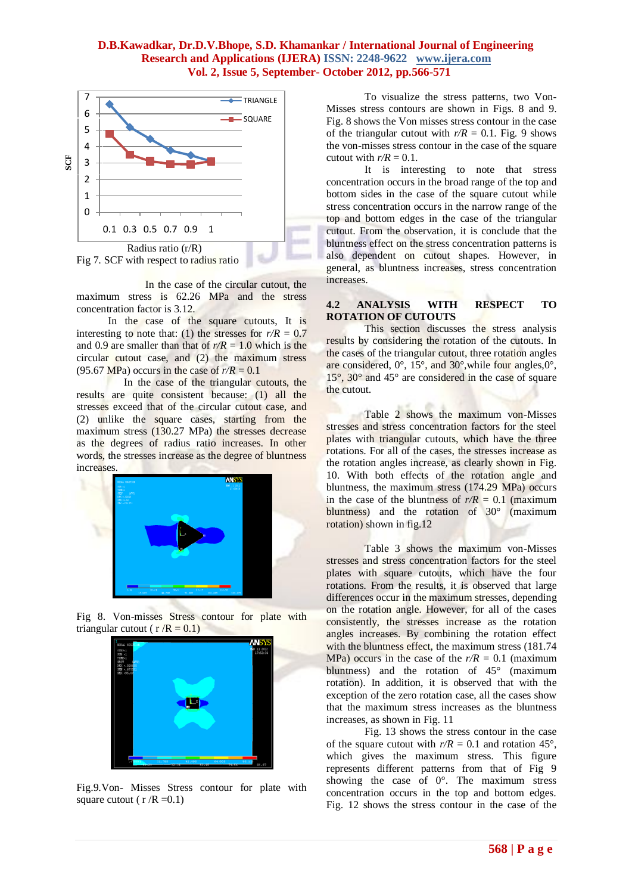Fig 7. SCF with respect to radius ratio

In the case of the circular cutout, the maximum stress is 62.26 MPa and the stress concentration factor is 3.12.

In the case of the square cutouts, It is interesting to note that: (1) the stresses for $r/R$ = 0.7 and 0.9 are smaller than that of $r/R$ = 1.0 which is the circular cutout case, and (2) the maximum stress (95.67 MPa) occurs in the case of $r/R$ = 0.1

In the case of the triangular cutouts, the results are quite consistent because: (1) all the stresses exceed that of the circular cutout case, and (2) unlike the square cases, starting from the maximum stress (130.27 MPa) the stresses decrease as the degrees of radius ratio increases. In other words, the stresses increase as the degree of bluntness increases.

Fig 8. Von-misses Stress contour for plate with triangular cutout ( r /R = 0.1)

Fig.9.Von- Misses Stress contour for plate with square cutout ( r /R =0.1)

To visualize the stress patterns, two Von-Misses stress contours are shown in Figs. 8 and 9. Fig. 8 shows the Von misses stress contour in the case of the triangular cutout with $r/R$ = 0.1. Fig. 9 shows the von-misses stress contour in the case of the square cutout with $r/R$ = 0.1.

It is interesting to note that stress concentration occurs in the broad range of the top and bottom sides in the case of the square cutout while stress concentration occurs in the narrow range of the top and bottom edges in the case of the triangular cutout. From the observation, it is conclude that the bluntness effect on the stress concentration patterns is also dependent on cutout shapes. However, in general, as bluntness increases, stress concentration increases.

## 4.2 ANALYSIS WITH RESPECT TO ROTATION OF CUTOUTS

This section discusses the stress analysis results by considering the rotation of the cutouts. In the cases of the triangular cutout, three rotation angles are considered, 0°, 15°, and 30°,while four angles,0°, 15°, 30° and 45° are considered in the case of square the cutout.

Table 2 shows the maximum von-Misses stresses and stress concentration factors for the steel plates with triangular cutouts, which have the three rotations. For all of the cases, the stresses increase as the rotation angles increase, as clearly shown in Fig. 10. With both effects of the rotation angle and bluntness, the maximum stress (174.29 MPa) occurs in the case of the bluntness of $r/R$ = 0.1 (maximum bluntness) and the rotation of 30° (maximum rotation) shown in fig.12

Table 3 shows the maximum von-Misses stresses and stress concentration factors for the steel plates with square cutouts, which have the four rotations. From the results, it is observed that large differences occur in the maximum stresses, depending on the rotation angle. However, for all of the cases consistently, the stresses increase as the rotation angles increases. By combining the rotation effect with the bluntness effect, the maximum stress (181.74 MPa) occurs in the case of the $r/R$ = 0.1 (maximum bluntness) and the rotation of 45° (maximum rotation). In addition, it is observed that with the exception of the zero rotation case, all the cases show that the maximum stress increases as the bluntness increases, as shown in Fig. 11

Fig. 13 shows the stress contour in the case of the square cutout with $r/R$ = 0.1 and rotation 45°, which gives the maximum stress. This figure represents different patterns from that of Fig 9 showing the case of 0°. The maximum stress concentration occurs in the top and bottom edges. Fig. 12 shows the stress contour in the case of the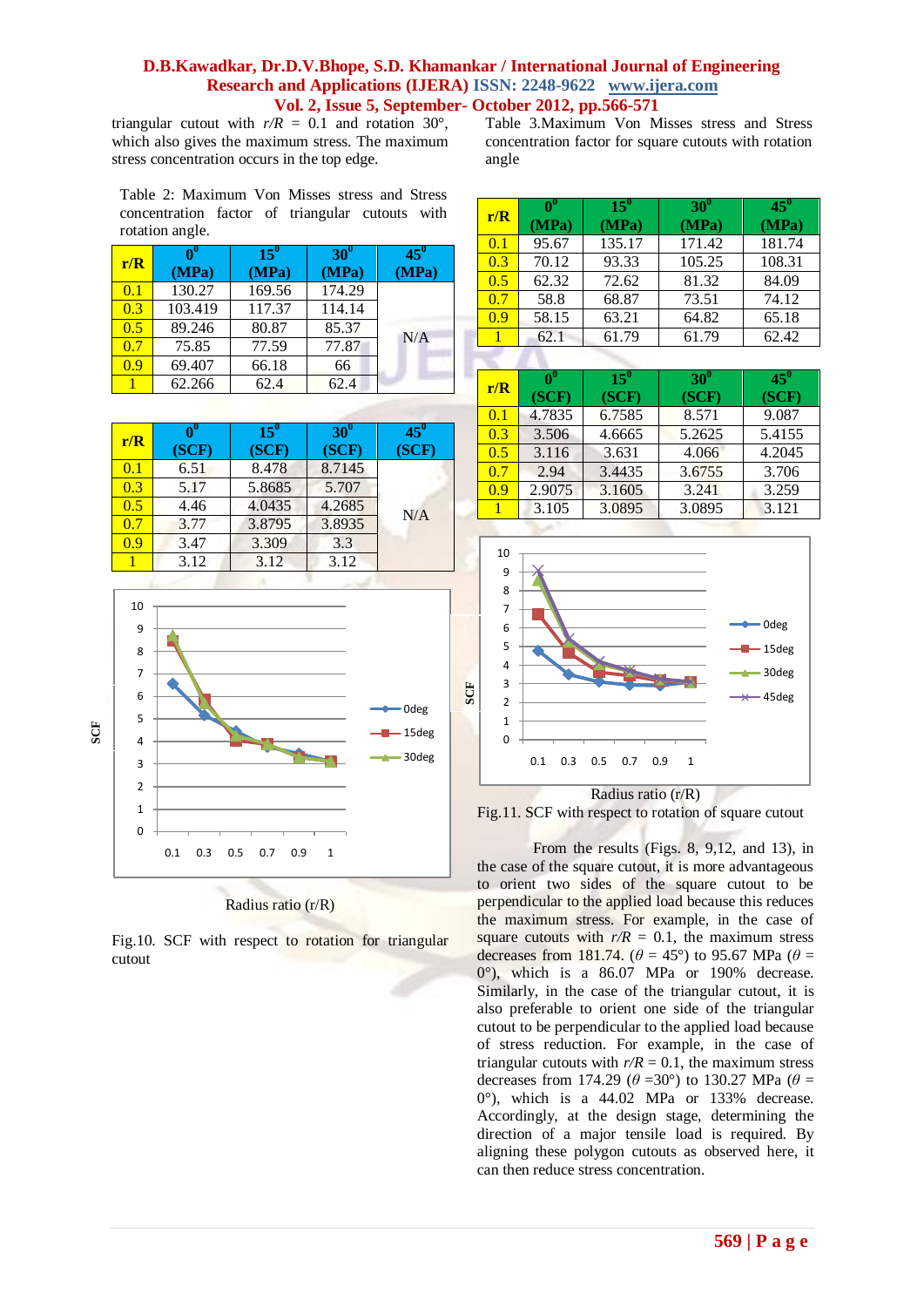triangular cutout with $r/R$ = 0.1 and rotation 30°, which also gives the maximum stress. The maximum stress concentration occurs in the top edge.

Table 2: Maximum Von Misses stress and Stress concentration factor of triangular cutouts with rotation angle.

| r/R | $0^0$ (MPa) | $15^0$ (MPa) | $30^0$ (MPa) | $45^0$ (MPa) |
|---|---|---|---|---|
| 0.1 | 130.27 | 169.56 | 174.29 | N/A |
| 0.3 | 103.419 | 117.37 | 114.14 | |
| 0.5 | 89.246 | 80.87 | 85.37 | |
| 0.7 | 75.85 | 77.59 | 77.87 | |
| 0.9 | 69.407 | 66.18 | 66 | |
| 1 | 62.266 | 62.4 | 62.4 | |

| r/R | $0^0$ (SCF) | $15^0$ (SCF) | $30^0$ (SCF) | $45^0$ (SCF) |
|---|---|---|---|---|
| 0.1 | 6.51 | 8.478 | 8.7145 | N/A |
| 0.3 | 5.17 | 5.8685 | 5.707 | |
| 0.5 | 4.46 | 4.0435 | 4.2685 | |
| 0.7 | 3.77 | 3.8795 | 3.8935 | |
| 0.9 | 3.47 | 3.309 | 3.3 | |
| 1 | 3.12 | 3.12 | 3.12 | |

Fig.10. SCF with respect to rotation for triangular cutout

Table 3.Maximum Von Misses stress and Stress concentration factor for square cutouts with rotation angle

| r/R | $0^0$ (MPa) | $15^0$ (MPa) | $30^0$ (MPa) | $45^0$ (MPa) |
|---|---|---|---|---|
| 0.1 | 95.67 | 135.17 | 171.42 | 181.74 |
| 0.3 | 70.12 | 93.33 | 105.25 | 108.31 |
| 0.5 | 62.32 | 72.62 | 81.32 | 84.09 |
| 0.7 | 58.8 | 68.87 | 73.51 | 74.12 |
| 0.9 | 58.15 | 63.21 | 64.82 | 65.18 |
| 1 | 62.1 | 61.79 | 61.79 | 62.42 |

| r/R | $0^0$ (SCF) | $15^0$ (SCF) | $30^0$ (SCF) | $45^0$ (SCF) |
|---|---|---|---|---|
| 0.1 | 4.7835 | 6.7585 | 8.571 | 9.087 |
| 0.3 | 3.506 | 4.6665 | 5.2625 | 5.4155 |
| 0.5 | 3.116 | 3.631 | 4.066 | 4.2045 |
| 0.7 | 2.94 | 3.4435 | 3.6755 | 3.706 |
| 0.9 | 2.9075 | 3.1605 | 3.241 | 3.259 |
| 1 | 3.105 | 3.0895 | 3.0895 | 3.121 |

Fig.11. SCF with respect to rotation of square cutout

From the results (Figs. 8, 9,12, and 13), in the case of the square cutout, it is more advantageous to orient two sides of the square cutout to be perpendicular to the applied load because this reduces the maximum stress. For example, in the case of square cutouts with $r/R$ = 0.1, the maximum stress decreases from 181.74. ($\theta$ = 45°) to 95.67 MPa ($\theta$ = 0°), which is a 86.07 MPa or 190% decrease. Similarly, in the case of the triangular cutout, it is also preferable to orient one side of the triangular cutout to be perpendicular to the applied load because of stress reduction. For example, in the case of triangular cutouts with $r/R$ = 0.1, the maximum stress decreases from 174.29 ($\theta$ =30°) to 130.27 MPa ($\theta$ = 0°), which is a 44.02 MPa or 133% decrease. Accordingly, at the design stage, determining the direction of a major tensile load is required. By aligning these polygon cutouts as observed here, it can then reduce stress concentration.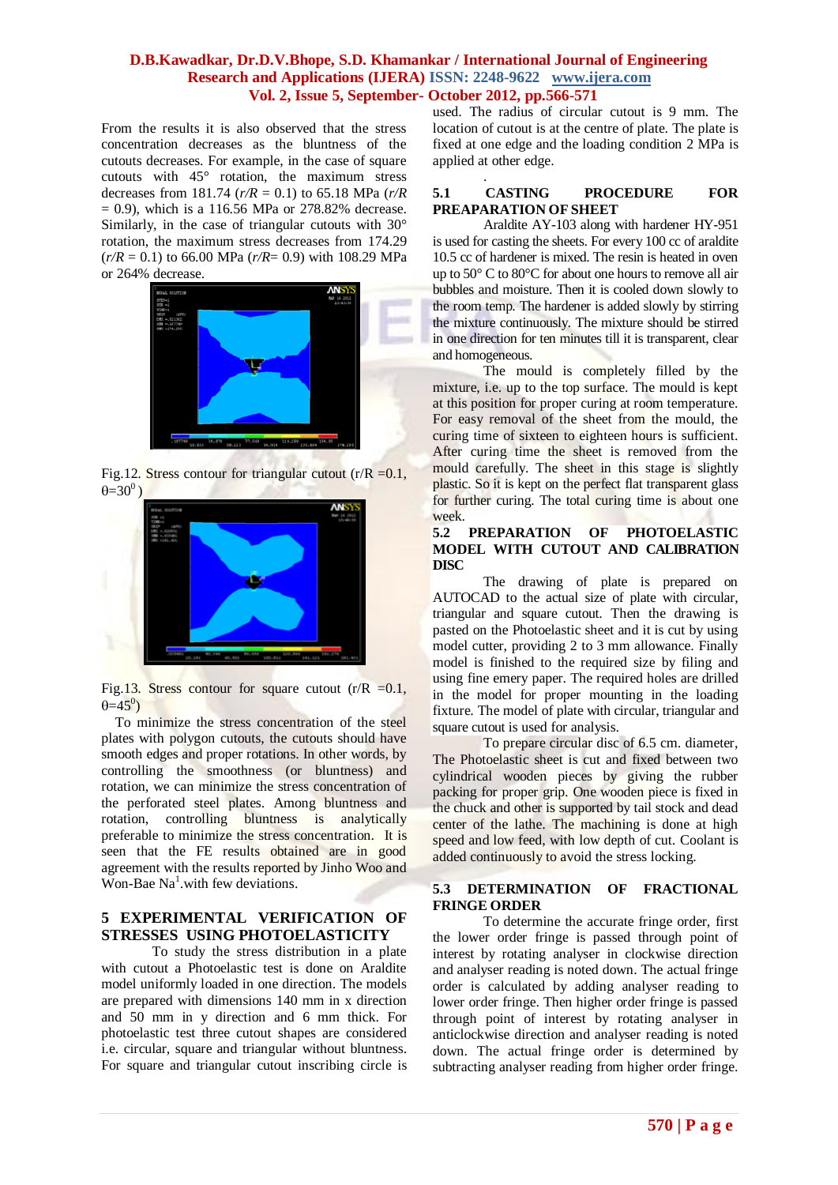From the results it is also observed that the stress concentration decreases as the bluntness of the cutouts decreases. For example, in the case of square cutouts with 45° rotation, the maximum stress decreases from 181.74 ($r/R$ = 0.1) to 65.18 MPa ($r/R$ = 0.9), which is a 116.56 MPa or 278.82% decrease. Similarly, in the case of triangular cutouts with 30° rotation, the maximum stress decreases from 174.29 ($r/R$ = 0.1) to 66.00 MPa ($r/R$= 0.9) with 108.29 MPa or 264% decrease.

Fig.12. Stress contour for triangular cutout (r/R =0.1, $\theta=30^0$)

Fig.13. Stress contour for square cutout (r/R =0.1, $\theta=45^0$)

To minimize the stress concentration of the steel plates with polygon cutouts, the cutouts should have smooth edges and proper rotations. In other words, by controlling the smoothness (or bluntness) and rotation, we can minimize the stress concentration of the perforated steel plates. Among bluntness and rotation, controlling bluntness is analytically preferable to minimize the stress concentration. It is seen that the FE results obtained are in good agreement with the results reported by Jinho Woo and Won-Bae Na[1].with few deviations.

## 5 EXPERIMENTAL VERIFICATION OF STRESSES USING PHOTOELASTICITY

To study the stress distribution in a plate with cutout a Photoelastic test is done on Araldite model uniformly loaded in one direction. The models are prepared with dimensions 140 mm in x direction and 50 mm in y direction and 6 mm thick. For photoelastic test three cutout shapes are considered i.e. circular, square and triangular without bluntness. For square and triangular cutout inscribing circle is used. The radius of circular cutout is 9 mm. The location of cutout is at the centre of plate. The plate is fixed at one edge and the loading condition 2 MPa is applied at other edge.

### 5.1 CASTING PROCEDURE FOR PREAPARATION OF SHEET

Araldite AY-103 along with hardener HY-951 is used for casting the sheets. For every 100 cc of araldite 10.5 cc of hardener is mixed. The resin is heated in oven up to 50° C to 80°C for about one hours to remove all air bubbles and moisture. Then it is cooled down slowly to the room temp. The hardener is added slowly by stirring the mixture continuously. The mixture should be stirred in one direction for ten minutes till it is transparent, clear and homogeneous.

The mould is completely filled by the mixture, i.e. up to the top surface. The mould is kept at this position for proper curing at room temperature. For easy removal of the sheet from the mould, the curing time of sixteen to eighteen hours is sufficient. After curing time the sheet is removed from the mould carefully. The sheet in this stage is slightly plastic. So it is kept on the perfect flat transparent glass for further curing. The total curing time is about one week.

### 5.2 PREPARATION OF PHOTOELASTIC MODEL WITH CUTOUT AND CALIBRATION DISC

The drawing of plate is prepared on AUTOCAD to the actual size of plate with circular, triangular and square cutout. Then the drawing is pasted on the Photoelastic sheet and it is cut by using model cutter, providing 2 to 3 mm allowance. Finally model is finished to the required size by filing and using fine emery paper. The required holes are drilled in the model for proper mounting in the loading fixture. The model of plate with circular, triangular and square cutout is used for analysis.

To prepare circular disc of 6.5 cm. diameter, The Photoelastic sheet is cut and fixed between two cylindrical wooden pieces by giving the rubber packing for proper grip. One wooden piece is fixed in the chuck and other is supported by tail stock and dead center of the lathe. The machining is done at high speed and low feed, with low depth of cut. Coolant is added continuously to avoid the stress locking.

### 5.3 DETERMINATION OF FRACTIONAL FRINGE ORDER

To determine the accurate fringe order, first the lower order fringe is passed through point of interest by rotating analyser in clockwise direction and analyser reading is noted down. The actual fringe order is calculated by adding analyser reading to lower order fringe. Then higher order fringe is passed through point of interest by rotating analyser in anticlockwise direction and analyser reading is noted down. The actual fringe order is determined by subtracting analyser reading from higher order fringe.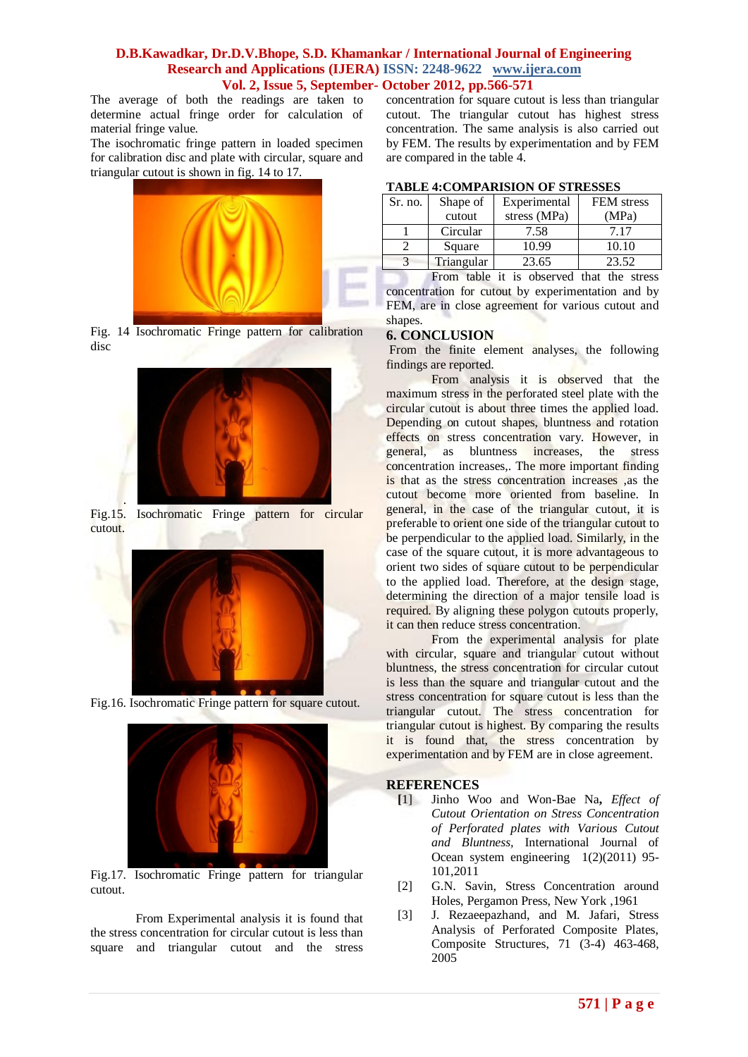The average of both the readings are taken to determine actual fringe order for calculation of material fringe value.

The isochromatic fringe pattern in loaded specimen for calibration disc and plate with circular, square and triangular cutout is shown in fig. 14 to 17.

Fig. 14 Isochromatic Fringe pattern for calibration disc

Fig.15. Isochromatic Fringe pattern for circular cutout.

Fig.16. Isochromatic Fringe pattern for square cutout.

Fig.17. Isochromatic Fringe pattern for triangular cutout.

From Experimental analysis it is found that the stress concentration for circular cutout is less than square and triangular cutout and the stress concentration for square cutout is less than triangular cutout. The triangular cutout has highest stress concentration. The same analysis is also carried out by FEM. The results by experimentation and by FEM are compared in the table 4.

**TABLE 4:COMPARISION OF STRESSES**

| Sr. no. | Shape of cutout | Experimental stress (MPa) | FEM stress (MPa) |
|---|---|---|---|
| 1 | Circular | 7.58 | 7.17 |
| 2 | Square | 10.99 | 10.10 |
| 3 | Triangular | 23.65 | 23.52 |

From table it is observed that the stress concentration for cutout by experimentation and by FEM, are in close agreement for various cutout and shapes.

## 6. CONCLUSION

From the finite element analyses, the following findings are reported.

From analysis it is observed that the maximum stress in the perforated steel plate with the circular cutout is about three times the applied load. Depending on cutout shapes, bluntness and rotation effects on stress concentration vary. However, in general, as bluntness increases, the stress concentration increases,. The more important finding is that as the stress concentration increases ,as the cutout become more oriented from baseline. In general, in the case of the triangular cutout, it is preferable to orient one side of the triangular cutout to be perpendicular to the applied load. Similarly, in the case of the square cutout, it is more advantageous to orient two sides of square cutout to be perpendicular to the applied load. Therefore, at the design stage, determining the direction of a major tensile load is required. By aligning these polygon cutouts properly, it can then reduce stress concentration.

From the experimental analysis for plate with circular, square and triangular cutout without bluntness, the stress concentration for circular cutout is less than the square and triangular cutout and the stress concentration for square cutout is less than the triangular cutout. The stress concentration for triangular cutout is highest. By comparing the results it is found that, the stress concentration by experimentation and by FEM are in close agreement.

## REFERENCES

[1] Jinho Woo and Won-Bae Na**,** *Effect of Cutout Orientation on Stress Concentration of Perforated plates with Various Cutout and Bluntness*, International Journal of Ocean system engineering 1(2)(2011) 95-101,2011

[2] G.N. Savin, Stress Concentration around Holes, Pergamon Press, New York ,1961

[3] J. Rezaeepazhand, and M. Jafari, Stress Analysis of Perforated Composite Plates, Composite Structures, 71 (3-4) 463-468, 2005